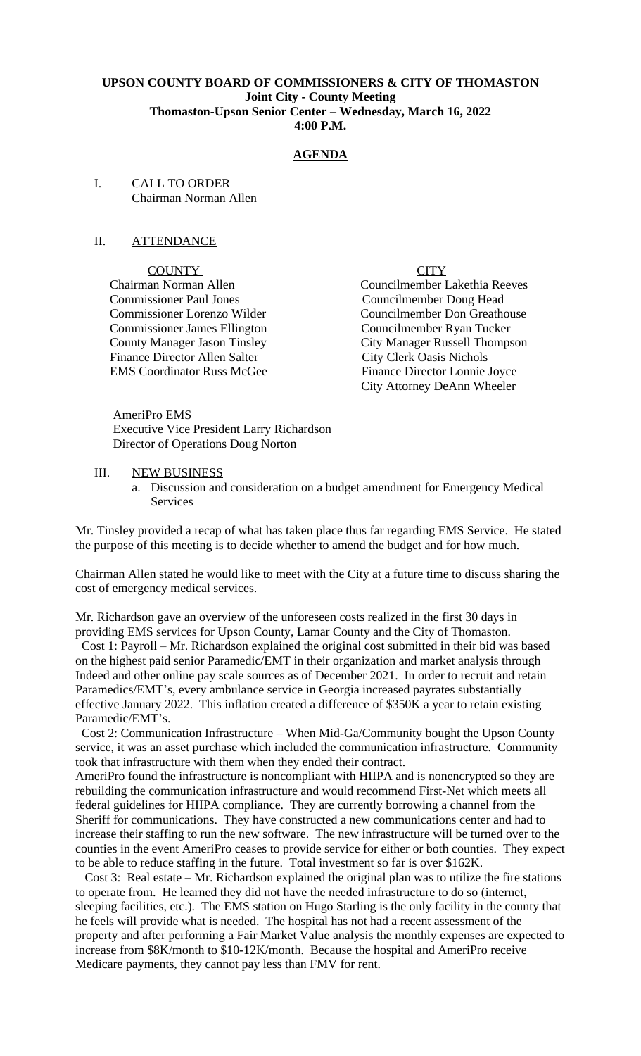**UPSON COUNTY BOARD OF COMMISSIONERS & CITY OF THOMASTON**
**Joint City - County Meeting**
**Thomaston-Upson Senior Center – Wednesday, March 16, 2022**
**4:00 P.M.**

## AGENDA

I. CALL TO ORDER
Chairman Norman Allen

II. ATTENDANCE

| COUNTY | CITY |
|---|---|
| Chairman Norman Allen | Councilmember Lakethia Reeves |
| Commissioner Paul Jones | Councilmember Doug Head |
| Commissioner Lorenzo Wilder | Councilmember Don Greathouse |
| Commissioner James Ellington | Councilmember Ryan Tucker |
| County Manager Jason Tinsley | City Manager Russell Thompson |
| Finance Director Allen Salter | City Clerk Oasis Nichols |
| EMS Coordinator Russ McGee | Finance Director Lonnie Joyce |
| | City Attorney DeAnn Wheeler |

AmeriPro EMS
Executive Vice President Larry Richardson
Director of Operations Doug Norton

III. NEW BUSINESS

a. Discussion and consideration on a budget amendment for Emergency Medical Services

Mr. Tinsley provided a recap of what has taken place thus far regarding EMS Service. He stated the purpose of this meeting is to decide whether to amend the budget and for how much.

Chairman Allen stated he would like to meet with the City at a future time to discuss sharing the cost of emergency medical services.

Mr. Richardson gave an overview of the unforeseen costs realized in the first 30 days in providing EMS services for Upson County, Lamar County and the City of Thomaston.

Cost 1: Payroll – Mr. Richardson explained the original cost submitted in their bid was based on the highest paid senior Paramedic/EMT in their organization and market analysis through Indeed and other online pay scale sources as of December 2021. In order to recruit and retain Paramedics/EMT's, every ambulance service in Georgia increased payrates substantially effective January 2022. This inflation created a difference of $350K a year to retain existing Paramedic/EMT's.

Cost 2: Communication Infrastructure – When Mid-Ga/Community bought the Upson County service, it was an asset purchase which included the communication infrastructure. Community took that infrastructure with them when they ended their contract.

AmeriPro found the infrastructure is noncompliant with HIIPA and is nonencrypted so they are rebuilding the communication infrastructure and would recommend First-Net which meets all federal guidelines for HIIPA compliance. They are currently borrowing a channel from the Sheriff for communications. They have constructed a new communications center and had to increase their staffing to run the new software. The new infrastructure will be turned over to the counties in the event AmeriPro ceases to provide service for either or both counties. They expect to be able to reduce staffing in the future. Total investment so far is over $162K.

Cost 3: Real estate – Mr. Richardson explained the original plan was to utilize the fire stations to operate from. He learned they did not have the needed infrastructure to do so (internet, sleeping facilities, etc.). The EMS station on Hugo Starling is the only facility in the county that he feels will provide what is needed. The hospital has not had a recent assessment of the property and after performing a Fair Market Value analysis the monthly expenses are expected to increase from $8K/month to $10-12K/month. Because the hospital and AmeriPro receive Medicare payments, they cannot pay less than FMV for rent.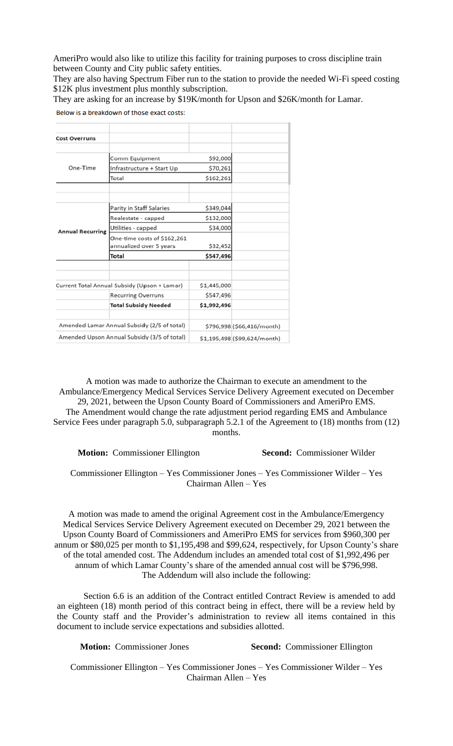AmeriPro would also like to utilize this facility for training purposes to cross discipline train between County and City public safety entities.

They are also having Spectrum Fiber run to the station to provide the needed Wi-Fi speed costing $12K plus investment plus monthly subscription.

They are asking for an increase by $19K/month for Upson and $26K/month for Lamar.

Below is a breakdown of those exact costs:

| Cost Overruns | | | |
|---|---|---|---|
| One-Time | Comm Equipment | $92,000 | |
| | Infrastructure + Start Up | $70,261 | |
| | Total | $162,261 | |
| Annual Recurring | Parity in Staff Salaries | $349,044 | |
| | Realestate - capped | $132,000 | |
| | Utilities - capped | $34,000 | |
| | One-time costs of $162,261 annualized over 5 years | $32,452 | |
| | **Total** | **$547,496** | |
| Current Total Annual Subsidy (Upson + Lamar) | | $1,445,000 | |
| | Recurring Overruns | $547,496 | |
| | **Total Subsidy Needed** | **$1,992,496** | |
| Amended Lamar Annual Subsidy (2/5 of total) | | $796,998 | ($66,416/month) |
| Amended Upson Annual Subsidy (3/5 of total) | | $1,195,498 | ($99,624/month) |

A motion was made to authorize the Chairman to execute an amendment to the Ambulance/Emergency Medical Services Service Delivery Agreement executed on December 29, 2021, between the Upson County Board of Commissioners and AmeriPro EMS. The Amendment would change the rate adjustment period regarding EMS and Ambulance Service Fees under paragraph 5.0, subparagraph 5.2.1 of the Agreement to (18) months from (12) months.

**Motion:** Commissioner Ellington **Second:** Commissioner Wilder

Commissioner Ellington – Yes Commissioner Jones – Yes Commissioner Wilder – Yes Chairman Allen – Yes

A motion was made to amend the original Agreement cost in the Ambulance/Emergency Medical Services Service Delivery Agreement executed on December 29, 2021 between the Upson County Board of Commissioners and AmeriPro EMS for services from $960,300 per annum or $80,025 per month to $1,195,498 and $99,624, respectively, for Upson County's share of the total amended cost. The Addendum includes an amended total cost of $1,992,496 per annum of which Lamar County's share of the amended annual cost will be $796,998. The Addendum will also include the following:

Section 6.6 is an addition of the Contract entitled Contract Review is amended to add an eighteen (18) month period of this contract being in effect, there will be a review held by the County staff and the Provider's administration to review all items contained in this document to include service expectations and subsidies allotted.

**Motion:** Commissioner Jones **Second:** Commissioner Ellington

Commissioner Ellington – Yes Commissioner Jones – Yes Commissioner Wilder – Yes Chairman Allen – Yes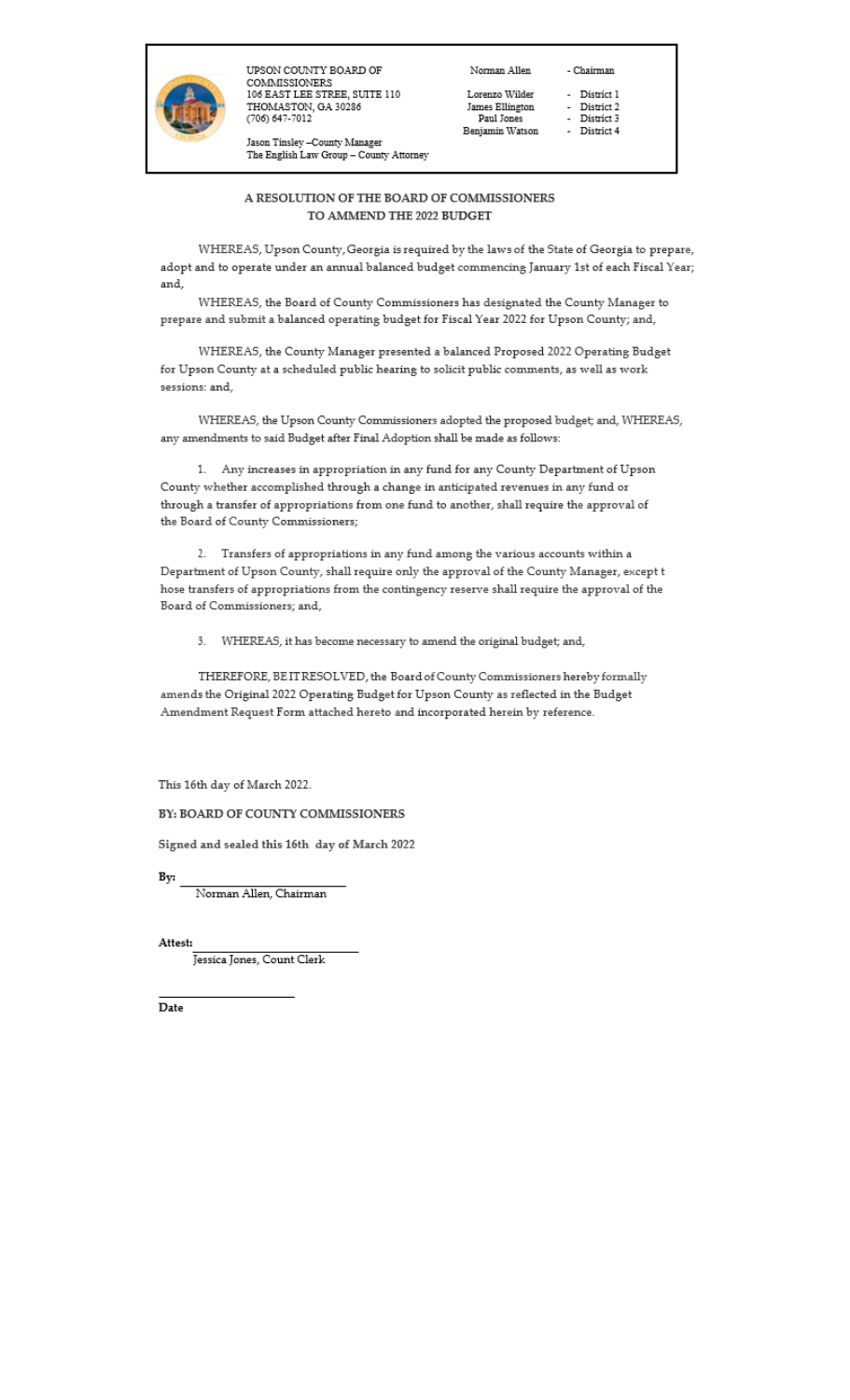UPSON COUNTY BOARD OF COMMISSIONERS
106 EAST LEE STREE, SUITE 110
THOMASTON, GA 30286
(706) 647-7012

Jason Tinsley –County Manager
The English Law Group – County Attorney

| | |
|---|---|
| Norman Allen | - Chairman |
| Lorenzo Wilder | - District 1 |
| James Ellington | - District 2 |
| Paul Jones | - District 3 |
| Benjamin Watson | - District 4 |

## A RESOLUTION OF THE BOARD OF COMMISSIONERS TO AMMEND THE 2022 BUDGET

WHEREAS, Upson County, Georgia is required by the laws of the State of Georgia to prepare, adopt and to operate under an annual balanced budget commencing January 1st of each Fiscal Year; and,

WHEREAS, the Board of County Commissioners has designated the County Manager to prepare and submit a balanced operating budget for Fiscal Year 2022 for Upson County; and,

WHEREAS, the County Manager presented a balanced Proposed 2022 Operating Budget for Upson County at a scheduled public hearing to solicit public comments, as well as work sessions: and,

WHEREAS, the Upson County Commissioners adopted the proposed budget; and, WHEREAS, any amendments to said Budget after Final Adoption shall be made as follows:

1. Any increases in appropriation in any fund for any County Department of Upson County whether accomplished through a change in anticipated revenues in any fund or through a transfer of appropriations from one fund to another, shall require the approval of the Board of County Commissioners;

2. Transfers of appropriations in any fund among the various accounts within a Department of Upson County, shall require only the approval of the County Manager, except t hose transfers of appropriations from the contingency reserve shall require the approval of the Board of Commissioners; and,

3. WHEREAS, it has become necessary to amend the original budget; and,

THEREFORE, BE IT RESOLVED, the Board of County Commissioners hereby formally amends the Original 2022 Operating Budget for Upson County as reflected in the Budget Amendment Request Form attached hereto and incorporated herein by reference.

This 16th day of March 2022.

**BY: BOARD OF COUNTY COMMISSIONERS**

**Signed and sealed this 16th day of March 2022**

**By:** ______________________
Norman Allen, Chairman

**Attest:** ______________________
Jessica Jones, Count Clerk

______________________
**Date**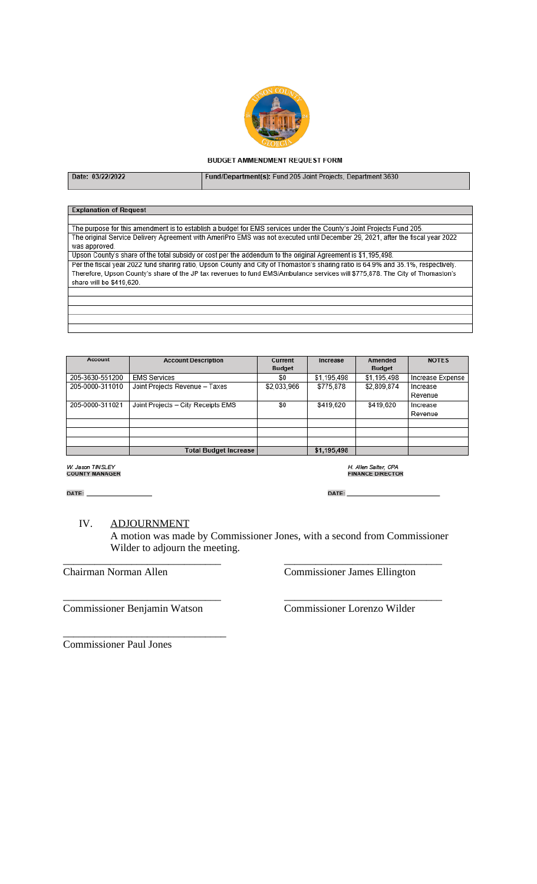**BUDGET AMMENDMENT REQUEST FORM**

| Date: 03/22/2022 | Fund/Department(s): Fund 205 Joint Projects, Department 3630 |
|---|---|

**Explanation of Request**

The purpose for this amendment is to establish a budget for EMS services under the County's Joint Projects Fund 205.

The original Service Delivery Agreement with AmeriPro EMS was not executed until December 29, 2021, after the fiscal year 2022 was approved.

Upson County's share of the total subsidy or cost per the addendum to the original Agreement is $1,195,498.

Per the fiscal year 2022 fund sharing ratio, Upson County and City of Thomaston's sharing ratio is 64.9% and 35.1%, respectively. Therefore, Upson County's share of the JP tax revenues to fund EMS/Ambulance services will be $775,878. The City of Thomaston's share will be $419,620.

| Account | Account Description | Current Budget | Increase | Amended Budget | NOTES |
|---|---|---|---|---|---|
| 205-3630-551200 | EMS Services | $0 | $1,195,498 | $1,195,498 | Increase Expense |
| 205-0000-311010 | Joint Projects Revenue – Taxes | $2,033,966 | $775,878 | $2,809,874 | Increase Revenue |
| 205-0000-311021 | Joint Projects – City Receipts EMS | $0 | $419,620 | $419,620 | Increase Revenue |
| | | | | | |
| | | | | | |
| | | | | | |
| | **Total Budget Increase** | | $1,195,498 | | |

*W. Jason TINSLEY*
**COUNTY MANAGER**

DATE: ________________

*H. Allen Salter, CPA*
**FINANCE DIRECTOR**

DATE: ________________________

IV. ADJOURNMENT

A motion was made by Commissioner Jones, with a second from Commissioner Wilder to adjourn the meeting.

______________________________
Chairman Norman Allen

______________________________
Commissioner James Ellington

______________________________
Commissioner Benjamin Watson

______________________________
Commissioner Lorenzo Wilder

______________________________
Commissioner Paul Jones